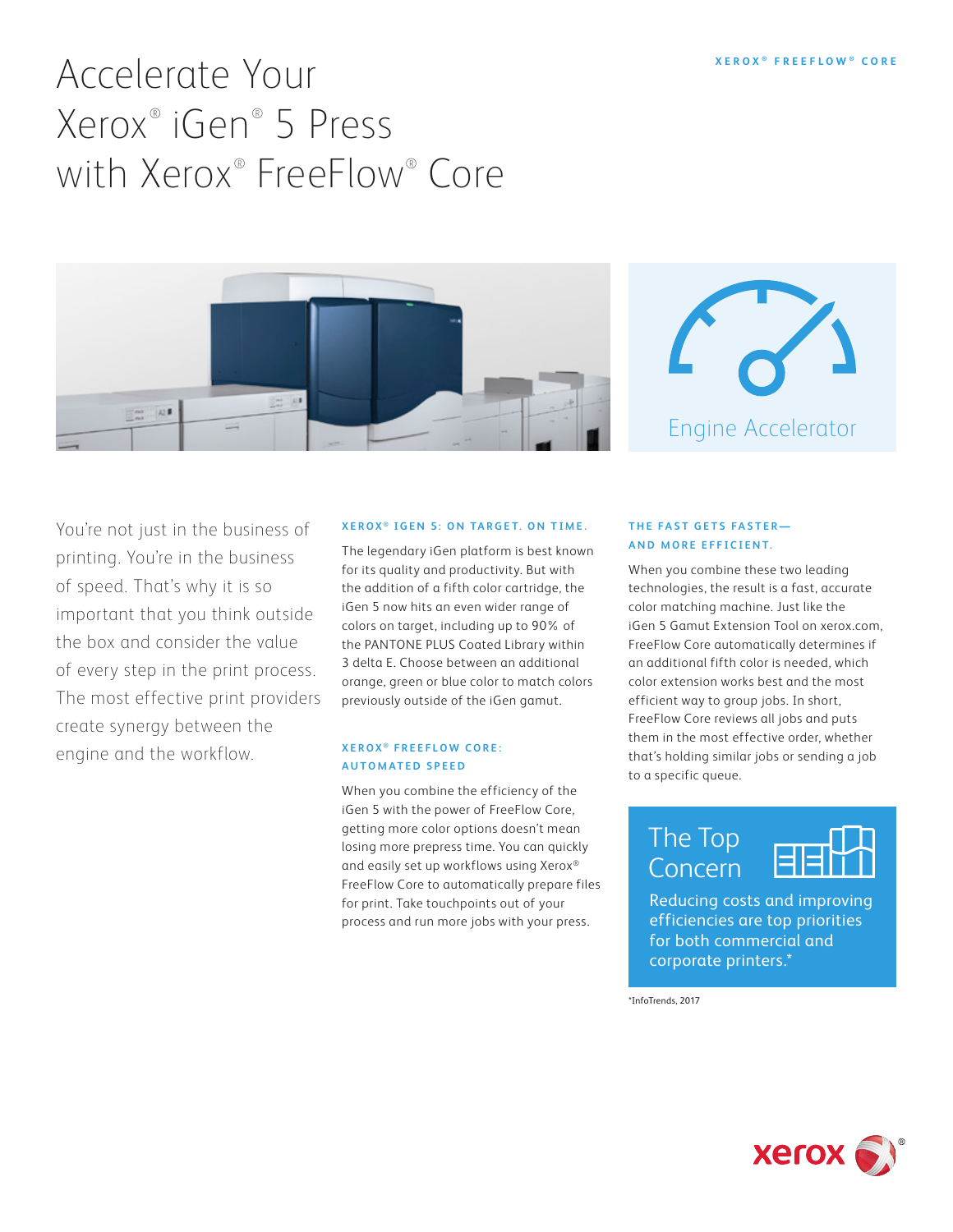# Accelerate Your Xerox® iGen® 5 Press with Xerox® FreeFlow® Core

Engine Accelerator

You're not just in the business of printing. You're in the business of speed. That's why it is so important that you think outside the box and consider the value of every step in the print process. The most effective print providers create synergy between the engine and the workflow.

### XEROX® IGEN 5: ON TARGET. ON TIME.

The legendary iGen platform is best known for its quality and productivity. But with the addition of a fifth color cartridge, the iGen 5 now hits an even wider range of colors on target, including up to 90% of the PANTONE PLUS Coated Library within 3 delta E. Choose between an additional orange, green or blue color to match colors previously outside of the iGen gamut.

### XEROX® FREEFLOW CORE: AUTOMATED SPEED

When you combine the efficiency of the iGen 5 with the power of FreeFlow Core, getting more color options doesn't mean losing more prepress time. You can quickly and easily set up workflows using Xerox® FreeFlow Core to automatically prepare files for print. Take touchpoints out of your process and run more jobs with your press.

### THE FAST GETS FASTER— AND MORE EFFICIENT.

When you combine these two leading technologies, the result is a fast, accurate color matching machine. Just like the iGen 5 Gamut Extension Tool on xerox.com, FreeFlow Core automatically determines if an additional fifth color is needed, which color extension works best and the most efficient way to group jobs. In short, FreeFlow Core reviews all jobs and puts them in the most effective order, whether that's holding similar jobs or sending a job to a specific queue.

## The Top Concern

Reducing costs and improving efficiencies are top priorities for both commercial and corporate printers.*

*InfoTrends, 2017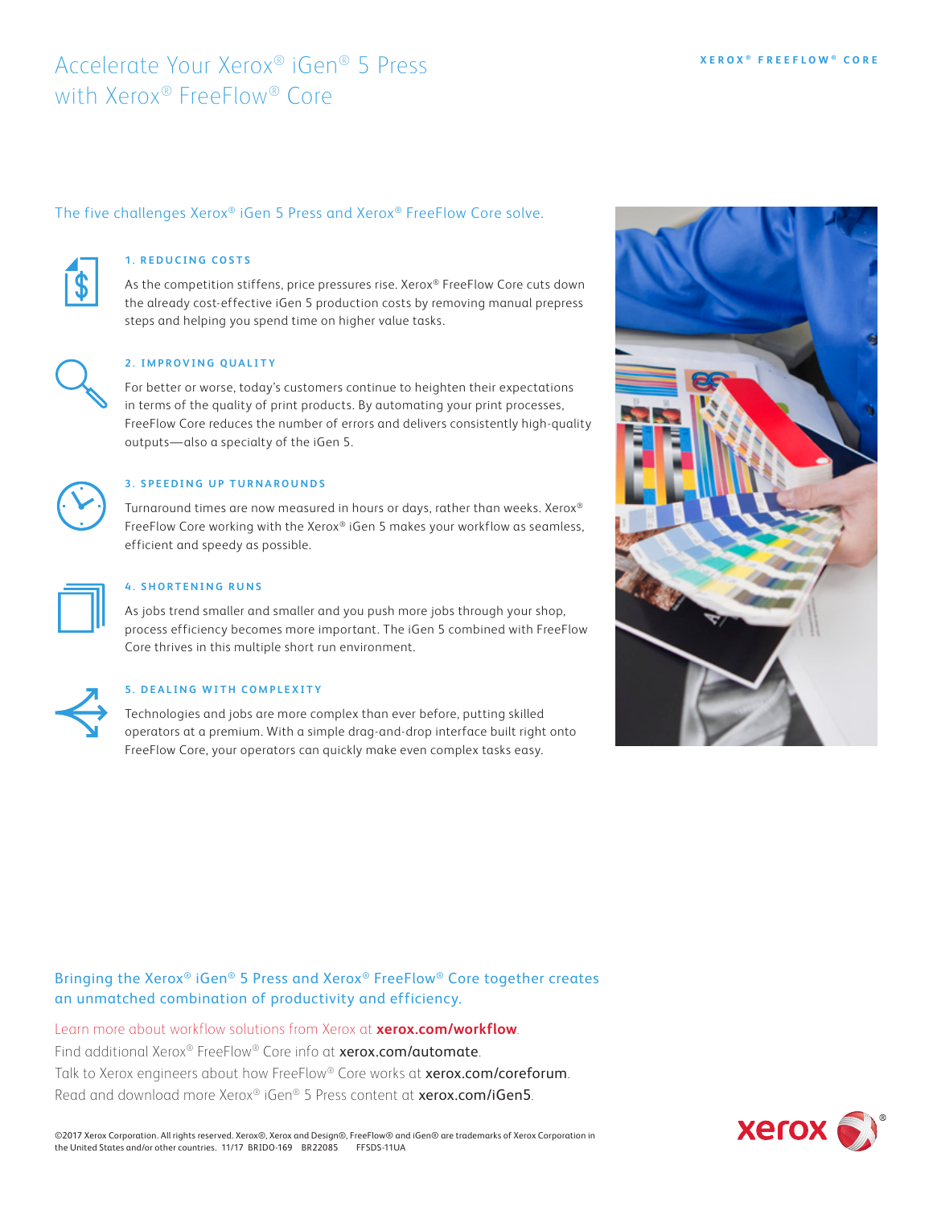# Accelerate Your Xerox® iGen® 5 Press with Xerox® FreeFlow® Core

## The five challenges Xerox® iGen 5 Press and Xerox® FreeFlow Core solve.

### 1. REDUCING COSTS

As the competition stiffens, price pressures rise. Xerox® FreeFlow Core cuts down the already cost-effective iGen 5 production costs by removing manual prepress steps and helping you spend time on higher value tasks.

### 2. IMPROVING QUALITY

For better or worse, today's customers continue to heighten their expectations in terms of the quality of print products. By automating your print processes, FreeFlow Core reduces the number of errors and delivers consistently high-quality outputs—also a specialty of the iGen 5.

### 3. SPEEDING UP TURNAROUNDS

Turnaround times are now measured in hours or days, rather than weeks. Xerox® FreeFlow Core working with the Xerox® iGen 5 makes your workflow as seamless, efficient and speedy as possible.

### 4. SHORTENING RUNS

As jobs trend smaller and smaller and you push more jobs through your shop, process efficiency becomes more important. The iGen 5 combined with FreeFlow Core thrives in this multiple short run environment.

### 5. DEALING WITH COMPLEXITY

Technologies and jobs are more complex than ever before, putting skilled operators at a premium. With a simple drag-and-drop interface built right onto FreeFlow Core, your operators can quickly make even complex tasks easy.

## Bringing the Xerox® iGen® 5 Press and Xerox® FreeFlow® Core together creates an unmatched combination of productivity and efficiency.

Learn more about workflow solutions from Xerox at **xerox.com/workflow**.

Find additional Xerox® FreeFlow® Core info at xerox.com/automate.

Talk to Xerox engineers about how FreeFlow® Core works at xerox.com/coreforum.

Read and download more Xerox® iGen® 5 Press content at xerox.com/iGen5.

©2017 Xerox Corporation. All rights reserved. Xerox®, Xerox and Design®, FreeFlow® and iGen® are trademarks of Xerox Corporation in the United States and/or other countries. 11/17 BRIDO-169 BR22085 FFSDS-11UA